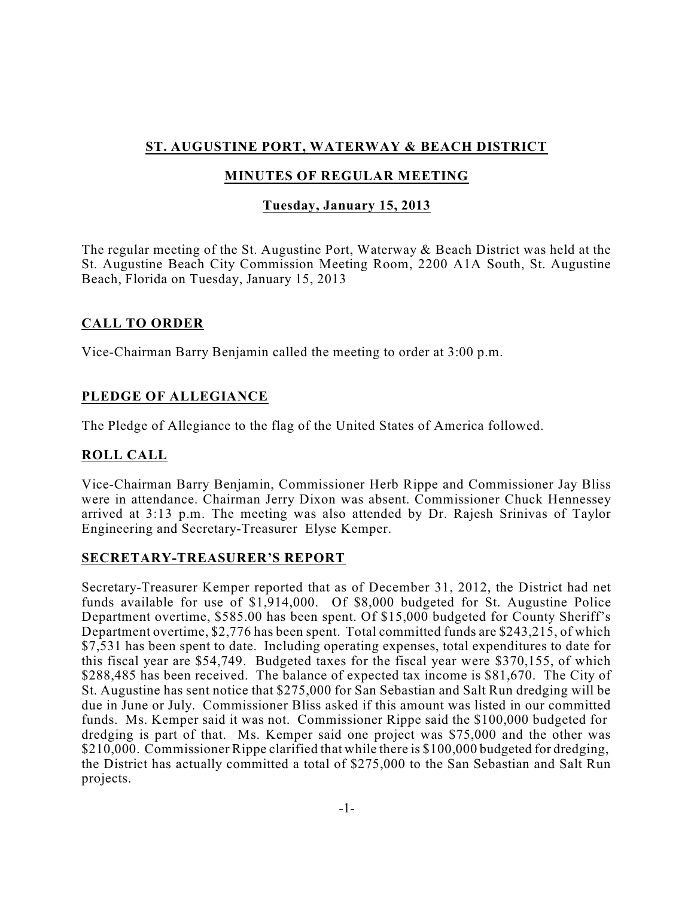# ST. AUGUSTINE PORT, WATERWAY & BEACH DISTRICT

## MINUTES OF REGULAR MEETING

### Tuesday, January 15, 2013

The regular meeting of the St. Augustine Port, Waterway & Beach District was held at the St. Augustine Beach City Commission Meeting Room, 2200 A1A South, St. Augustine Beach, Florida on Tuesday, January 15, 2013

## CALL TO ORDER

Vice-Chairman Barry Benjamin called the meeting to order at 3:00 p.m.

## PLEDGE OF ALLEGIANCE

The Pledge of Allegiance to the flag of the United States of America followed.

## ROLL CALL

Vice-Chairman Barry Benjamin, Commissioner Herb Rippe and Commissioner Jay Bliss were in attendance. Chairman Jerry Dixon was absent. Commissioner Chuck Hennessey arrived at 3:13 p.m. The meeting was also attended by Dr. Rajesh Srinivas of Taylor Engineering and Secretary-Treasurer Elyse Kemper.

## SECRETARY-TREASURER'S REPORT

Secretary-Treasurer Kemper reported that as of December 31, 2012, the District had net funds available for use of $1,914,000. Of $8,000 budgeted for St. Augustine Police Department overtime, $585.00 has been spent. Of $15,000 budgeted for County Sheriff's Department overtime, $2,776 has been spent. Total committed funds are $243,215, of which $7,531 has been spent to date. Including operating expenses, total expenditures to date for this fiscal year are $54,749. Budgeted taxes for the fiscal year were $370,155, of which $288,485 has been received. The balance of expected tax income is $81,670. The City of St. Augustine has sent notice that $275,000 for San Sebastian and Salt Run dredging will be due in June or July. Commissioner Bliss asked if this amount was listed in our committed funds. Ms. Kemper said it was not. Commissioner Rippe said the $100,000 budgeted for dredging is part of that. Ms. Kemper said one project was $75,000 and the other was $210,000. Commissioner Rippe clarified that while there is $100,000 budgeted for dredging, the District has actually committed a total of $275,000 to the San Sebastian and Salt Run projects.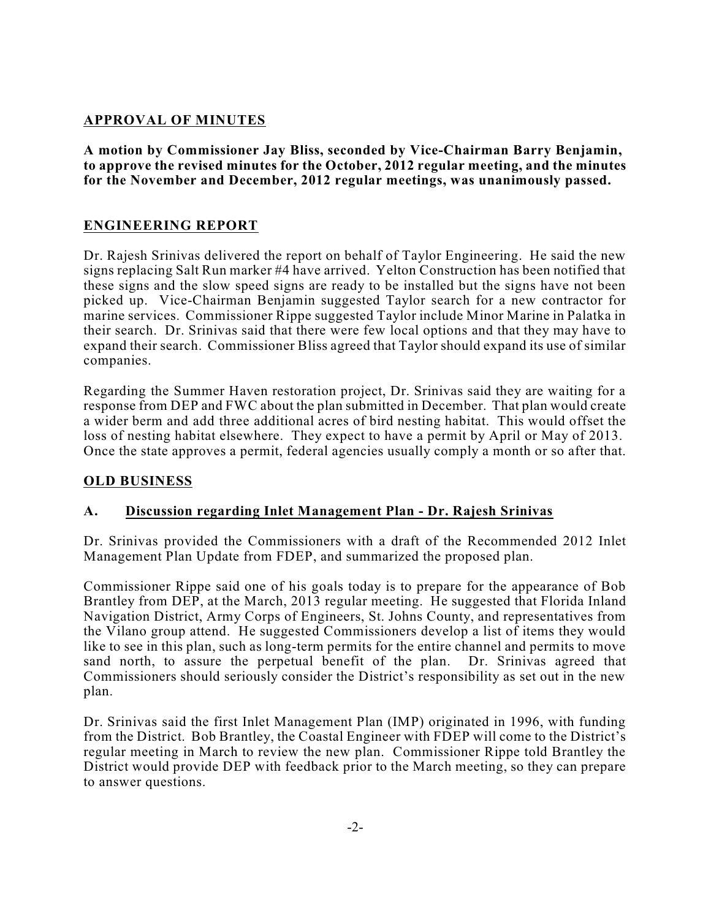## APPROVAL OF MINUTES

**A motion by Commissioner Jay Bliss, seconded by Vice-Chairman Barry Benjamin, to approve the revised minutes for the October, 2012 regular meeting, and the minutes for the November and December, 2012 regular meetings, was unanimously passed.**

## ENGINEERING REPORT

Dr. Rajesh Srinivas delivered the report on behalf of Taylor Engineering. He said the new signs replacing Salt Run marker #4 have arrived. Yelton Construction has been notified that these signs and the slow speed signs are ready to be installed but the signs have not been picked up. Vice-Chairman Benjamin suggested Taylor search for a new contractor for marine services. Commissioner Rippe suggested Taylor include Minor Marine in Palatka in their search. Dr. Srinivas said that there were few local options and that they may have to expand their search. Commissioner Bliss agreed that Taylor should expand its use of similar companies.

Regarding the Summer Haven restoration project, Dr. Srinivas said they are waiting for a response from DEP and FWC about the plan submitted in December. That plan would create a wider berm and add three additional acres of bird nesting habitat. This would offset the loss of nesting habitat elsewhere. They expect to have a permit by April or May of 2013. Once the state approves a permit, federal agencies usually comply a month or so after that.

## OLD BUSINESS

### A. Discussion regarding Inlet Management Plan - Dr. Rajesh Srinivas

Dr. Srinivas provided the Commissioners with a draft of the Recommended 2012 Inlet Management Plan Update from FDEP, and summarized the proposed plan.

Commissioner Rippe said one of his goals today is to prepare for the appearance of Bob Brantley from DEP, at the March, 2013 regular meeting. He suggested that Florida Inland Navigation District, Army Corps of Engineers, St. Johns County, and representatives from the Vilano group attend. He suggested Commissioners develop a list of items they would like to see in this plan, such as long-term permits for the entire channel and permits to move sand north, to assure the perpetual benefit of the plan. Dr. Srinivas agreed that Commissioners should seriously consider the District's responsibility as set out in the new plan.

Dr. Srinivas said the first Inlet Management Plan (IMP) originated in 1996, with funding from the District. Bob Brantley, the Coastal Engineer with FDEP will come to the District's regular meeting in March to review the new plan. Commissioner Rippe told Brantley the District would provide DEP with feedback prior to the March meeting, so they can prepare to answer questions.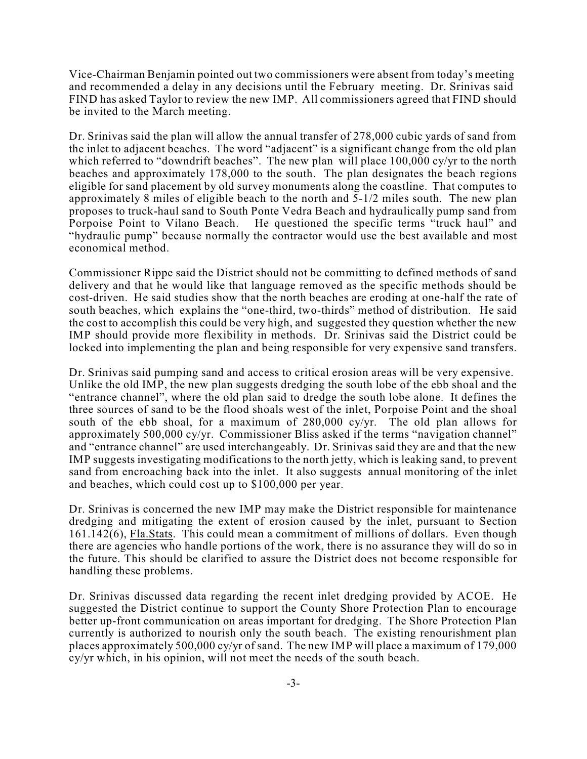Vice-Chairman Benjamin pointed out two commissioners were absent from today's meeting and recommended a delay in any decisions until the February meeting. Dr. Srinivas said FIND has asked Taylor to review the new IMP. All commissioners agreed that FIND should be invited to the March meeting.

Dr. Srinivas said the plan will allow the annual transfer of 278,000 cubic yards of sand from the inlet to adjacent beaches. The word "adjacent" is a significant change from the old plan which referred to "downdrift beaches". The new plan will place 100,000 cy/yr to the north beaches and approximately 178,000 to the south. The plan designates the beach regions eligible for sand placement by old survey monuments along the coastline. That computes to approximately 8 miles of eligible beach to the north and 5-1/2 miles south. The new plan proposes to truck-haul sand to South Ponte Vedra Beach and hydraulically pump sand from Porpoise Point to Vilano Beach. He questioned the specific terms "truck haul" and "hydraulic pump" because normally the contractor would use the best available and most economical method.

Commissioner Rippe said the District should not be committing to defined methods of sand delivery and that he would like that language removed as the specific methods should be cost-driven. He said studies show that the north beaches are eroding at one-half the rate of south beaches, which explains the "one-third, two-thirds" method of distribution. He said the cost to accomplish this could be very high, and suggested they question whether the new IMP should provide more flexibility in methods. Dr. Srinivas said the District could be locked into implementing the plan and being responsible for very expensive sand transfers.

Dr. Srinivas said pumping sand and access to critical erosion areas will be very expensive. Unlike the old IMP, the new plan suggests dredging the south lobe of the ebb shoal and the "entrance channel", where the old plan said to dredge the south lobe alone. It defines the three sources of sand to be the flood shoals west of the inlet, Porpoise Point and the shoal south of the ebb shoal, for a maximum of 280,000 cy/yr. The old plan allows for approximately 500,000 cy/yr. Commissioner Bliss asked if the terms "navigation channel" and "entrance channel" are used interchangeably. Dr. Srinivas said they are and that the new IMP suggests investigating modifications to the north jetty, which is leaking sand, to prevent sand from encroaching back into the inlet. It also suggests annual monitoring of the inlet and beaches, which could cost up to $100,000 per year.

Dr. Srinivas is concerned the new IMP may make the District responsible for maintenance dredging and mitigating the extent of erosion caused by the inlet, pursuant to Section 161.142(6), Fla.Stats. This could mean a commitment of millions of dollars. Even though there are agencies who handle portions of the work, there is no assurance they will do so in the future. This should be clarified to assure the District does not become responsible for handling these problems.

Dr. Srinivas discussed data regarding the recent inlet dredging provided by ACOE. He suggested the District continue to support the County Shore Protection Plan to encourage better up-front communication on areas important for dredging. The Shore Protection Plan currently is authorized to nourish only the south beach. The existing renourishment plan places approximately 500,000 cy/yr of sand. The new IMP will place a maximum of 179,000 cy/yr which, in his opinion, will not meet the needs of the south beach.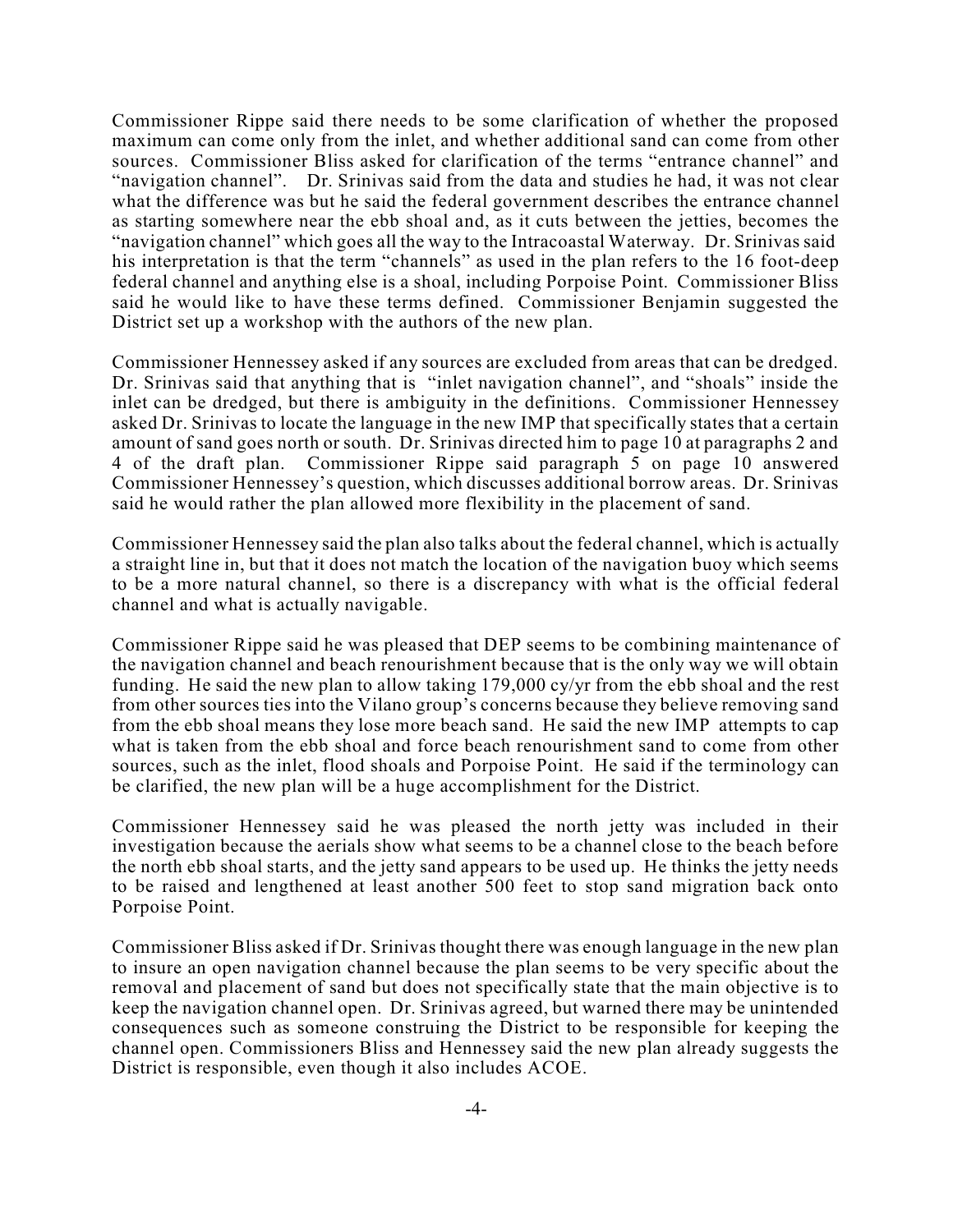Commissioner Rippe said there needs to be some clarification of whether the proposed maximum can come only from the inlet, and whether additional sand can come from other sources. Commissioner Bliss asked for clarification of the terms "entrance channel" and "navigation channel". Dr. Srinivas said from the data and studies he had, it was not clear what the difference was but he said the federal government describes the entrance channel as starting somewhere near the ebb shoal and, as it cuts between the jetties, becomes the "navigation channel" which goes all the way to the Intracoastal Waterway. Dr. Srinivas said his interpretation is that the term "channels" as used in the plan refers to the 16 foot-deep federal channel and anything else is a shoal, including Porpoise Point. Commissioner Bliss said he would like to have these terms defined. Commissioner Benjamin suggested the District set up a workshop with the authors of the new plan.

Commissioner Hennessey asked if any sources are excluded from areas that can be dredged. Dr. Srinivas said that anything that is "inlet navigation channel", and "shoals" inside the inlet can be dredged, but there is ambiguity in the definitions. Commissioner Hennessey asked Dr. Srinivas to locate the language in the new IMP that specifically states that a certain amount of sand goes north or south. Dr. Srinivas directed him to page 10 at paragraphs 2 and 4 of the draft plan. Commissioner Rippe said paragraph 5 on page 10 answered Commissioner Hennessey's question, which discusses additional borrow areas. Dr. Srinivas said he would rather the plan allowed more flexibility in the placement of sand.

Commissioner Hennessey said the plan also talks about the federal channel, which is actually a straight line in, but that it does not match the location of the navigation buoy which seems to be a more natural channel, so there is a discrepancy with what is the official federal channel and what is actually navigable.

Commissioner Rippe said he was pleased that DEP seems to be combining maintenance of the navigation channel and beach renourishment because that is the only way we will obtain funding. He said the new plan to allow taking 179,000 cy/yr from the ebb shoal and the rest from other sources ties into the Vilano group's concerns because they believe removing sand from the ebb shoal means they lose more beach sand. He said the new IMP attempts to cap what is taken from the ebb shoal and force beach renourishment sand to come from other sources, such as the inlet, flood shoals and Porpoise Point. He said if the terminology can be clarified, the new plan will be a huge accomplishment for the District.

Commissioner Hennessey said he was pleased the north jetty was included in their investigation because the aerials show what seems to be a channel close to the beach before the north ebb shoal starts, and the jetty sand appears to be used up. He thinks the jetty needs to be raised and lengthened at least another 500 feet to stop sand migration back onto Porpoise Point.

Commissioner Bliss asked if Dr. Srinivas thought there was enough language in the new plan to insure an open navigation channel because the plan seems to be very specific about the removal and placement of sand but does not specifically state that the main objective is to keep the navigation channel open. Dr. Srinivas agreed, but warned there may be unintended consequences such as someone construing the District to be responsible for keeping the channel open. Commissioners Bliss and Hennessey said the new plan already suggests the District is responsible, even though it also includes ACOE.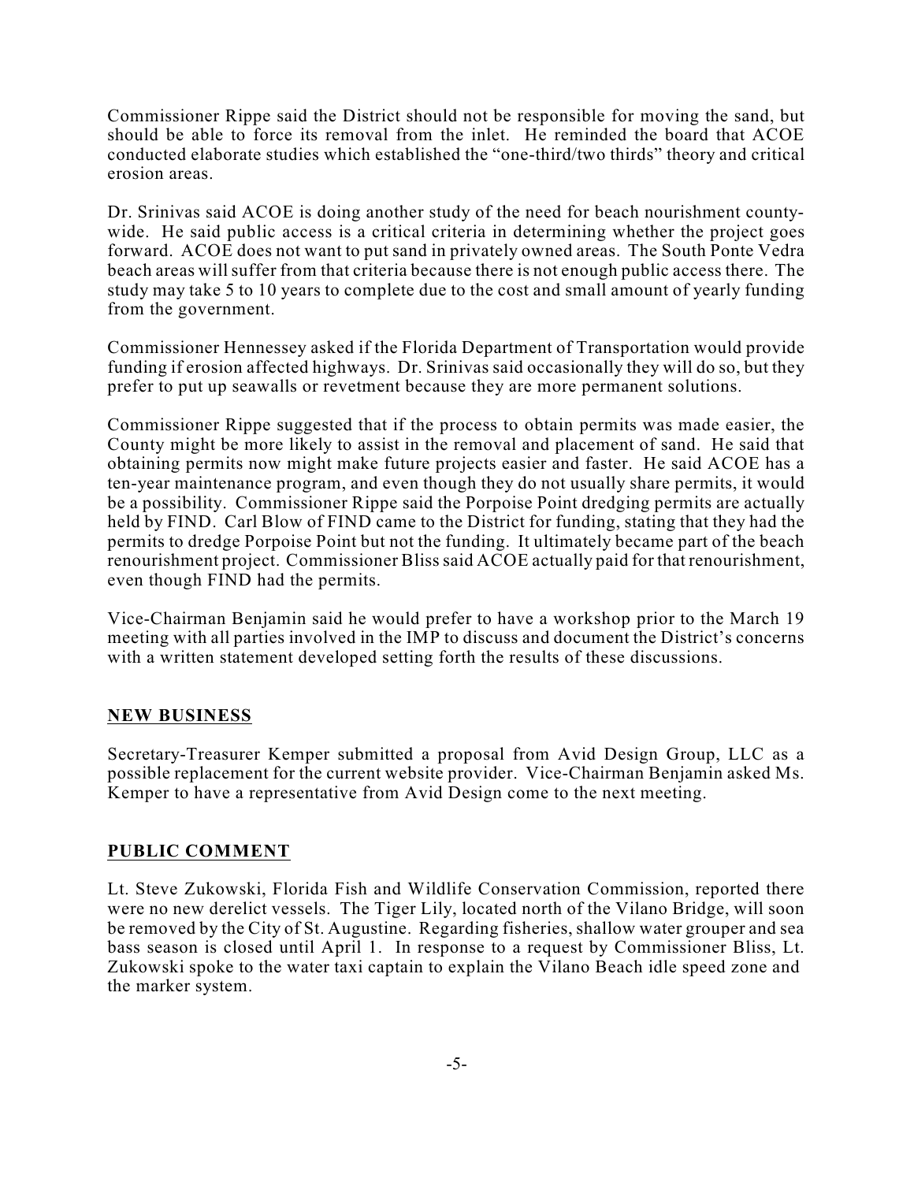Commissioner Rippe said the District should not be responsible for moving the sand, but should be able to force its removal from the inlet. He reminded the board that ACOE conducted elaborate studies which established the "one-third/two thirds" theory and critical erosion areas.

Dr. Srinivas said ACOE is doing another study of the need for beach nourishment county-wide. He said public access is a critical criteria in determining whether the project goes forward. ACOE does not want to put sand in privately owned areas. The South Ponte Vedra beach areas will suffer from that criteria because there is not enough public access there. The study may take 5 to 10 years to complete due to the cost and small amount of yearly funding from the government.

Commissioner Hennessey asked if the Florida Department of Transportation would provide funding if erosion affected highways. Dr. Srinivas said occasionally they will do so, but they prefer to put up seawalls or revetment because they are more permanent solutions.

Commissioner Rippe suggested that if the process to obtain permits was made easier, the County might be more likely to assist in the removal and placement of sand. He said that obtaining permits now might make future projects easier and faster. He said ACOE has a ten-year maintenance program, and even though they do not usually share permits, it would be a possibility. Commissioner Rippe said the Porpoise Point dredging permits are actually held by FIND. Carl Blow of FIND came to the District for funding, stating that they had the permits to dredge Porpoise Point but not the funding. It ultimately became part of the beach renourishment project. Commissioner Bliss said ACOE actually paid for that renourishment, even though FIND had the permits.

Vice-Chairman Benjamin said he would prefer to have a workshop prior to the March 19 meeting with all parties involved in the IMP to discuss and document the District's concerns with a written statement developed setting forth the results of these discussions.

## NEW BUSINESS

Secretary-Treasurer Kemper submitted a proposal from Avid Design Group, LLC as a possible replacement for the current website provider. Vice-Chairman Benjamin asked Ms. Kemper to have a representative from Avid Design come to the next meeting.

## PUBLIC COMMENT

Lt. Steve Zukowski, Florida Fish and Wildlife Conservation Commission, reported there were no new derelict vessels. The Tiger Lily, located north of the Vilano Bridge, will soon be removed by the City of St. Augustine. Regarding fisheries, shallow water grouper and sea bass season is closed until April 1. In response to a request by Commissioner Bliss, Lt. Zukowski spoke to the water taxi captain to explain the Vilano Beach idle speed zone and the marker system.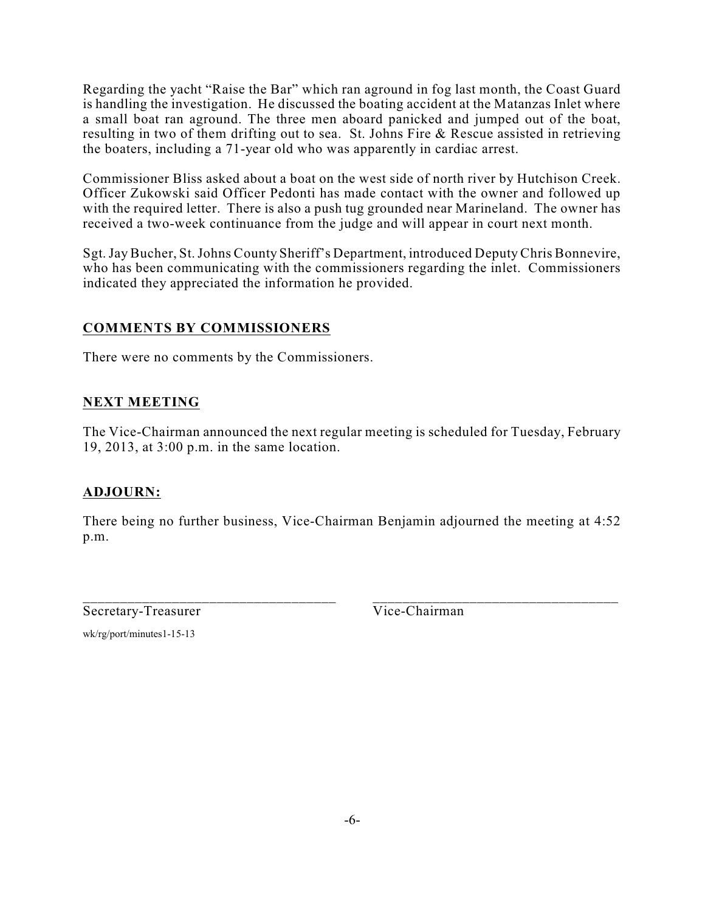Regarding the yacht "Raise the Bar" which ran aground in fog last month, the Coast Guard is handling the investigation. He discussed the boating accident at the Matanzas Inlet where a small boat ran aground. The three men aboard panicked and jumped out of the boat, resulting in two of them drifting out to sea. St. Johns Fire & Rescue assisted in retrieving the boaters, including a 71-year old who was apparently in cardiac arrest.

Commissioner Bliss asked about a boat on the west side of north river by Hutchison Creek. Officer Zukowski said Officer Pedonti has made contact with the owner and followed up with the required letter. There is also a push tug grounded near Marineland. The owner has received a two-week continuance from the judge and will appear in court next month.

Sgt. Jay Bucher, St. Johns County Sheriff's Department, introduced Deputy Chris Bonnevire, who has been communicating with the commissioners regarding the inlet. Commissioners indicated they appreciated the information he provided.

## COMMENTS BY COMMISSIONERS

There were no comments by the Commissioners.

## NEXT MEETING

The Vice-Chairman announced the next regular meeting is scheduled for Tuesday, February 19, 2013, at 3:00 p.m. in the same location.

## ADJOURN:

There being no further business, Vice-Chairman Benjamin adjourned the meeting at 4:52 p.m.

___________________________________ ___________________________________

Secretary-Treasurer Vice-Chairman

wk/rg/port/minutes1-15-13